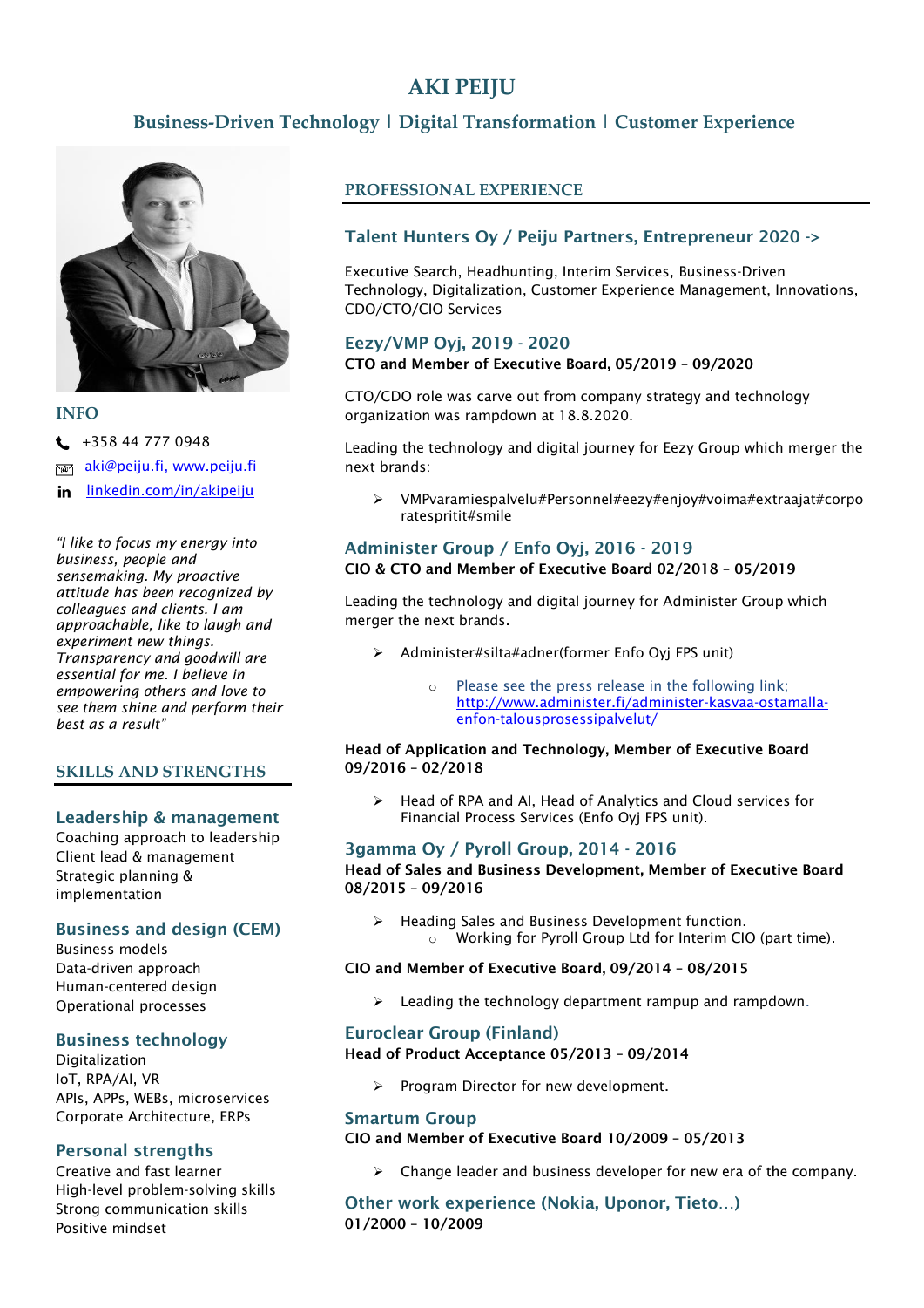# AKI PEIJU

## Business-Driven Technology | Digital Transformation | Customer Experience

## INFO

+358 44 777 0948

aki@peiju.fi, www.peiju.fi

linkedin.com/in/akipeiju

*"I like to focus my energy into business, people and sensemaking. My proactive attitude has been recognized by colleagues and clients. I am approachable, like to laugh and experiment new things. Transparency and goodwill are essential for me. I believe in empowering others and love to see them shine and perform their best as a result"*

## SKILLS AND STRENGTHS

### Leadership & management

Coaching approach to leadership
Client lead & management
Strategic planning & implementation

### Business and design (CEM)

Business models
Data-driven approach
Human-centered design
Operational processes

### Business technology

Digitalization
IoT, RPA/AI, VR
APIs, APPs, WEBs, microservices
Corporate Architecture, ERPs

### Personal strengths

Creative and fast learner
High-level problem-solving skills
Strong communication skills
Positive mindset

## PROFESSIONAL EXPERIENCE

### Talent Hunters Oy / Peiju Partners, Entrepreneur 2020 ->

Executive Search, Headhunting, Interim Services, Business-Driven Technology, Digitalization, Customer Experience Management, Innovations, CDO/CTO/CIO Services

### Eezy/VMP Oyj, 2019 - 2020

**CTO and Member of Executive Board, 05/2019 – 09/2020**

CTO/CDO role was carve out from company strategy and technology organization was rampdown at 18.8.2020.

Leading the technology and digital journey for Eezy Group which merger the next brands:

- VMPvaramiespalvelu#Personnel#eezy#enjoy#voima#extraajat#corporatespritit#smile

### Administer Group / Enfo Oyj, 2016 - 2019

**CIO & CTO and Member of Executive Board 02/2018 – 05/2019**

Leading the technology and digital journey for Administer Group which merger the next brands.

- Administer#silta#adner(former Enfo Oyj FPS unit)
    - Please see the press release in the following link; http://www.administer.fi/administer-kasvaa-ostamalla-enfon-talousprosessipalvelut/

**Head of Application and Technology, Member of Executive Board 09/2016 – 02/2018**

- Head of RPA and AI, Head of Analytics and Cloud services for Financial Process Services (Enfo Oyj FPS unit).

### 3gamma Oy / Pyroll Group, 2014 - 2016

**Head of Sales and Business Development, Member of Executive Board 08/2015 – 09/2016**

- Heading Sales and Business Development function.
    - Working for Pyroll Group Ltd for Interim CIO (part time).

**CIO and Member of Executive Board, 09/2014 – 08/2015**

- Leading the technology department rampup and rampdown.

### Euroclear Group (Finland)

**Head of Product Acceptance 05/2013 – 09/2014**

- Program Director for new development.

### Smartum Group

**CIO and Member of Executive Board 10/2009 – 05/2013**

- Change leader and business developer for new era of the company.

### Other work experience (Nokia, Uponor, Tieto…)

**01/2000 – 10/2009**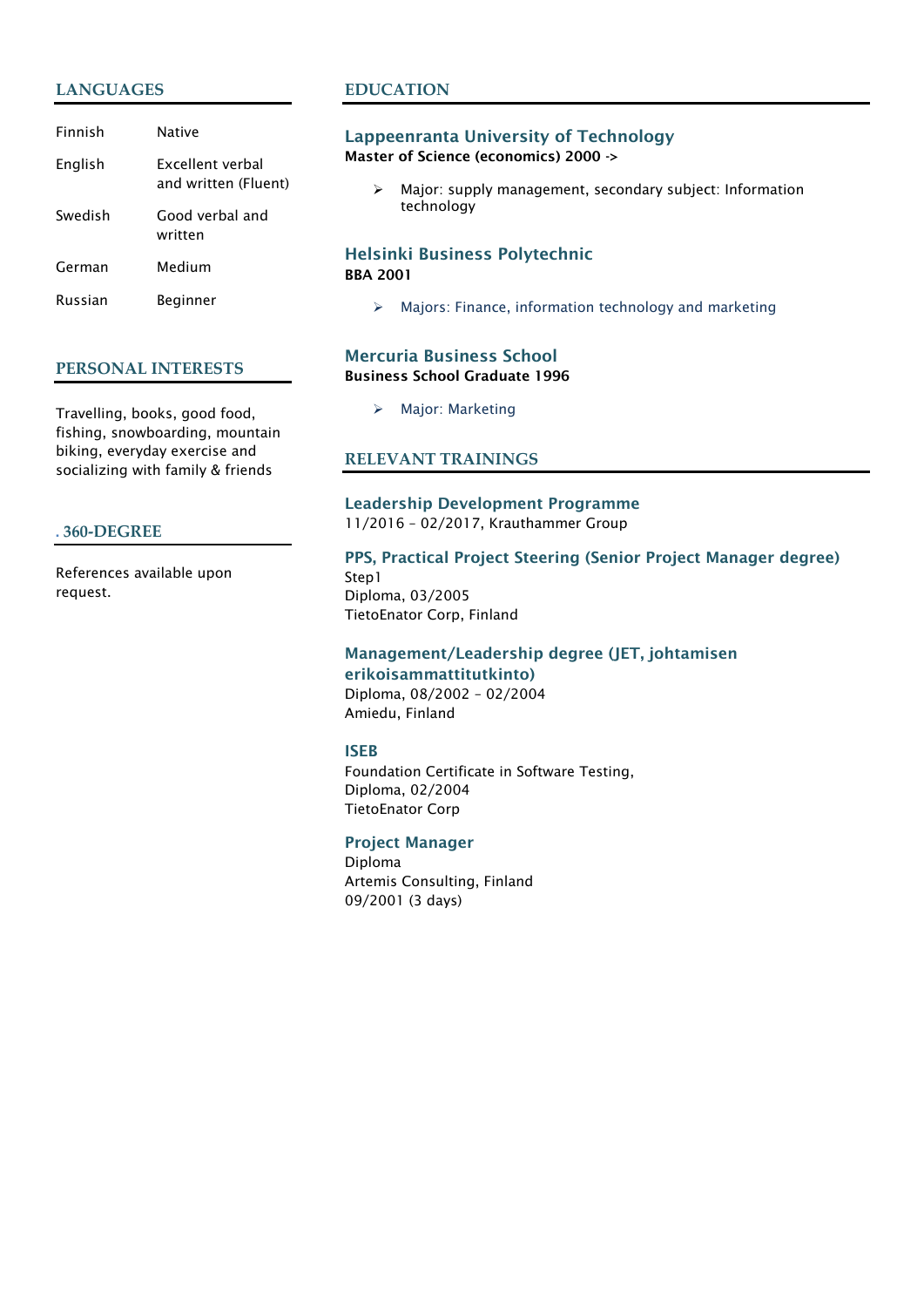## LANGUAGES

| | |
|---|---|
| Finnish | Native |
| English | Excellent verbal and written (Fluent) |
| Swedish | Good verbal and written |
| German | Medium |
| Russian | Beginner |

## PERSONAL INTERESTS

Travelling, books, good food, fishing, snowboarding, mountain biking, everyday exercise and socializing with family & friends

## . 360-DEGREE

References available upon request.

## EDUCATION

### Lappeenranta University of Technology

**Master of Science (economics) 2000 ->**

- Major: supply management, secondary subject: Information technology

### Helsinki Business Polytechnic

**BBA 2001**

- Majors: Finance, information technology and marketing

### Mercuria Business School

**Business School Graduate 1996**

- Major: Marketing

## RELEVANT TRAININGS

### Leadership Development Programme

11/2016 – 02/2017, Krauthammer Group

### PPS, Practical Project Steering (Senior Project Manager degree)

Step1
Diploma, 03/2005
TietoEnator Corp, Finland

### Management/Leadership degree (JET, johtamisen erikoisammattitutkinto)

Diploma, 08/2002 – 02/2004
Amiedu, Finland

### ISEB

Foundation Certificate in Software Testing,
Diploma, 02/2004
TietoEnator Corp

### Project Manager

Diploma
Artemis Consulting, Finland
09/2001 (3 days)